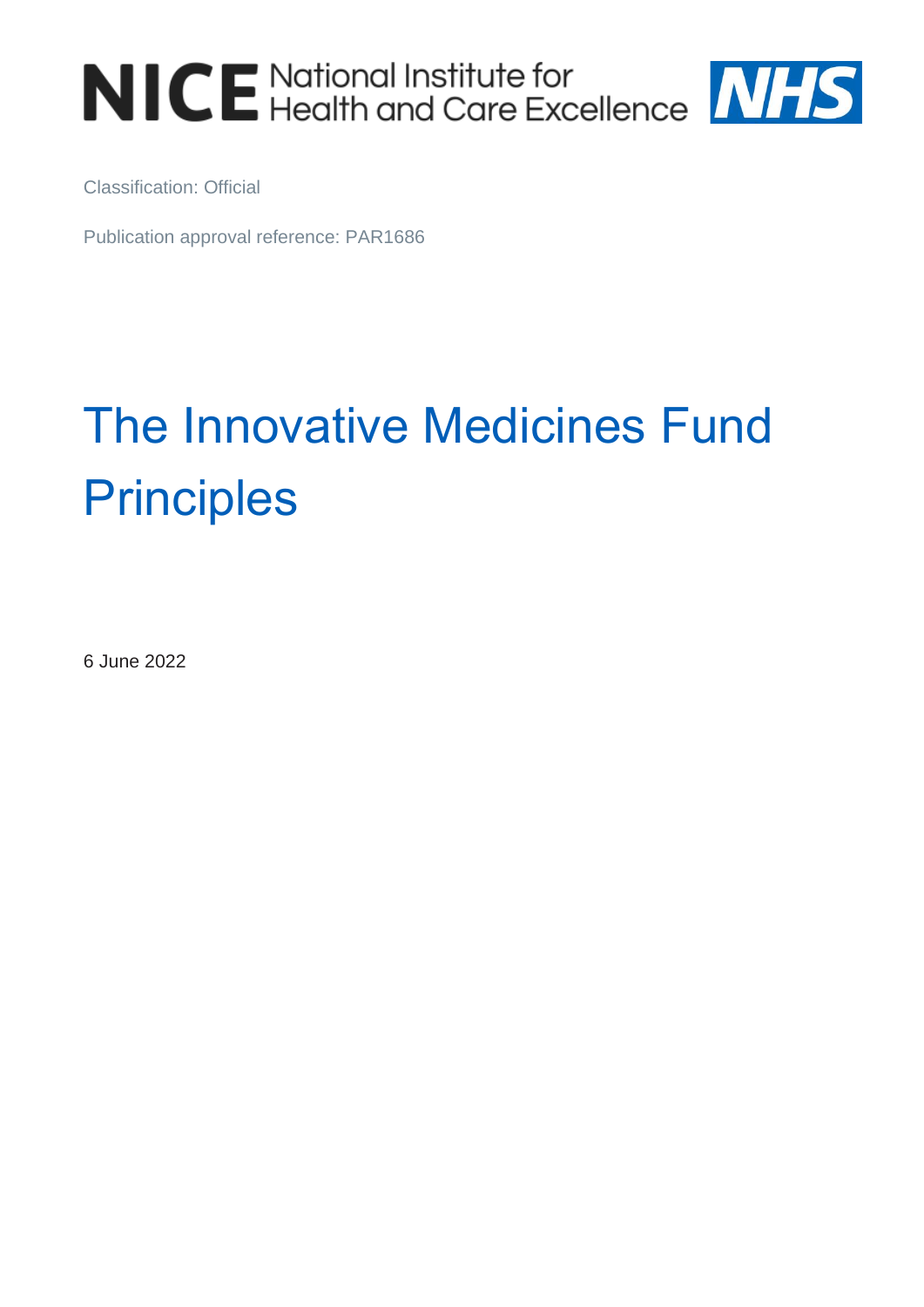NICE National Institute for Health and Care Excellence

NHS

Classification: Official

Publication approval reference: PAR1686

# The Innovative Medicines Fund Principles

6 June 2022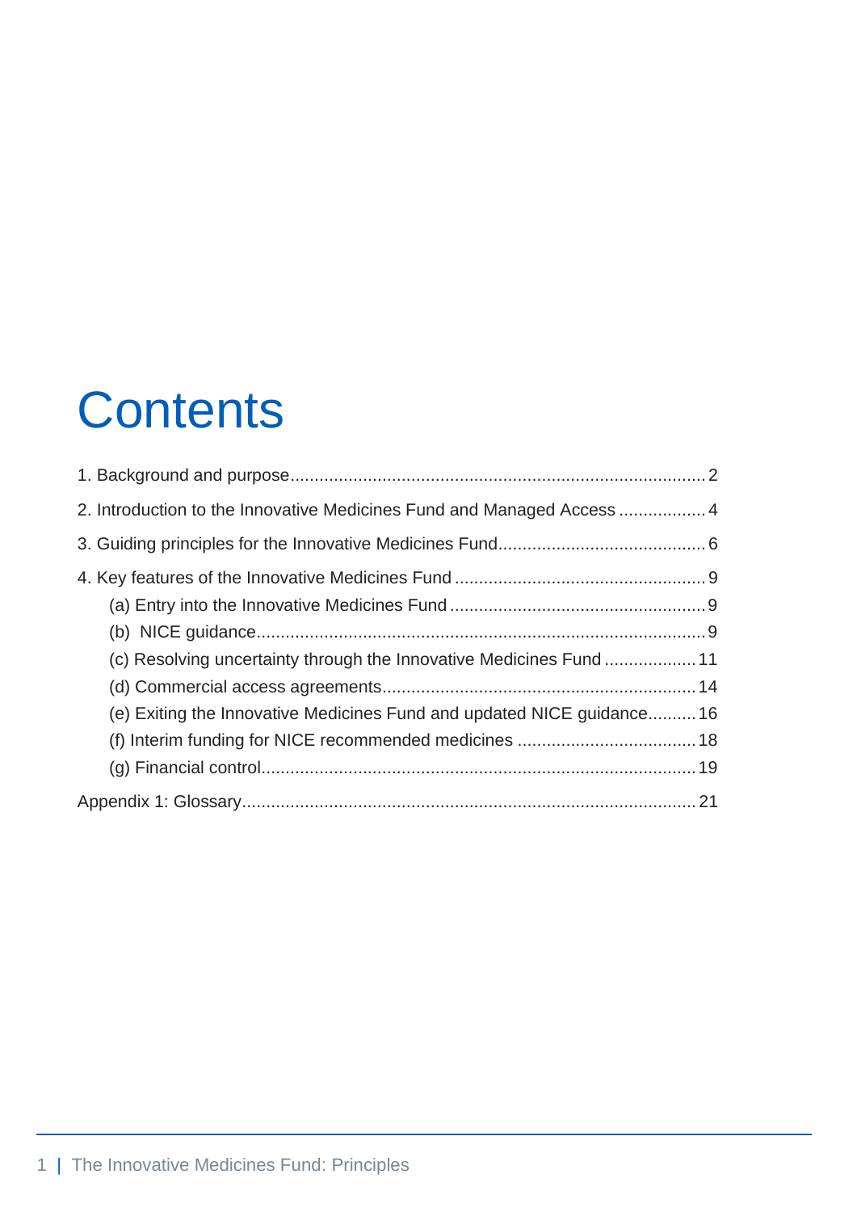# Contents

1. Background and purpose ........................................................................ 2

2. Introduction to the Innovative Medicines Fund and Managed Access .................. 4

3. Guiding principles for the Innovative Medicines Fund ........................................ 6

4. Key features of the Innovative Medicines Fund ................................................ 9

   (a) Entry into the Innovative Medicines Fund .................................................. 9

   (b) NICE guidance ........................................................................................ 9

   (c) Resolving uncertainty through the Innovative Medicines Fund ..................... 11

   (d) Commercial access agreements ............................................................... 14

   (e) Exiting the Innovative Medicines Fund and updated NICE guidance .......... 16

   (f) Interim funding for NICE recommended medicines .................................... 18

   (g) Financial control ...................................................................................... 19

Appendix 1: Glossary ............................................................................................ 21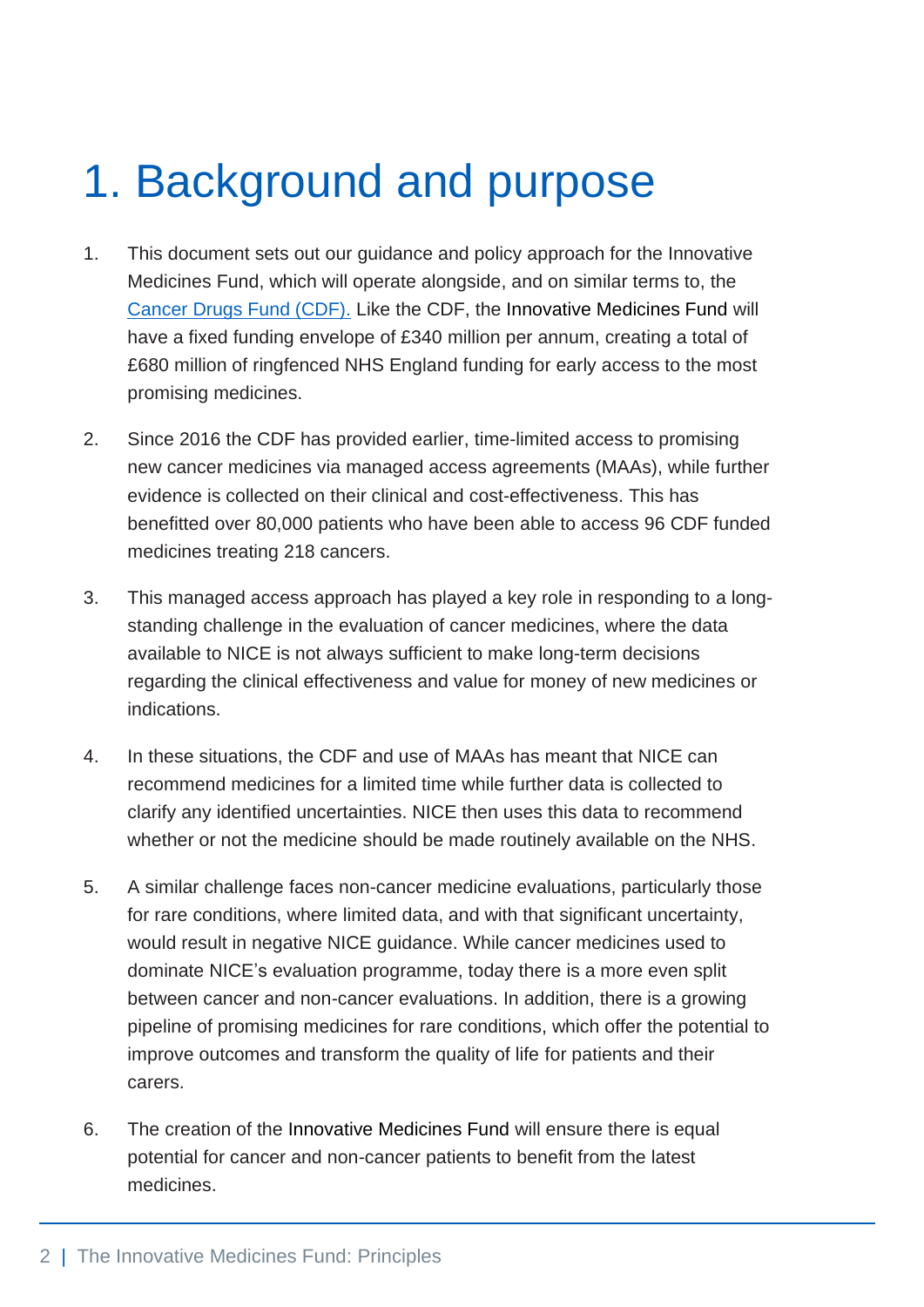# 1. Background and purpose

1. This document sets out our guidance and policy approach for the Innovative Medicines Fund, which will operate alongside, and on similar terms to, the Cancer Drugs Fund (CDF). Like the CDF, the Innovative Medicines Fund will have a fixed funding envelope of £340 million per annum, creating a total of £680 million of ringfenced NHS England funding for early access to the most promising medicines.

2. Since 2016 the CDF has provided earlier, time-limited access to promising new cancer medicines via managed access agreements (MAAs), while further evidence is collected on their clinical and cost-effectiveness. This has benefitted over 80,000 patients who have been able to access 96 CDF funded medicines treating 218 cancers.

3. This managed access approach has played a key role in responding to a long-standing challenge in the evaluation of cancer medicines, where the data available to NICE is not always sufficient to make long-term decisions regarding the clinical effectiveness and value for money of new medicines or indications.

4. In these situations, the CDF and use of MAAs has meant that NICE can recommend medicines for a limited time while further data is collected to clarify any identified uncertainties. NICE then uses this data to recommend whether or not the medicine should be made routinely available on the NHS.

5. A similar challenge faces non-cancer medicine evaluations, particularly those for rare conditions, where limited data, and with that significant uncertainty, would result in negative NICE guidance. While cancer medicines used to dominate NICE's evaluation programme, today there is a more even split between cancer and non-cancer evaluations. In addition, there is a growing pipeline of promising medicines for rare conditions, which offer the potential to improve outcomes and transform the quality of life for patients and their carers.

6. The creation of the Innovative Medicines Fund will ensure there is equal potential for cancer and non-cancer patients to benefit from the latest medicines.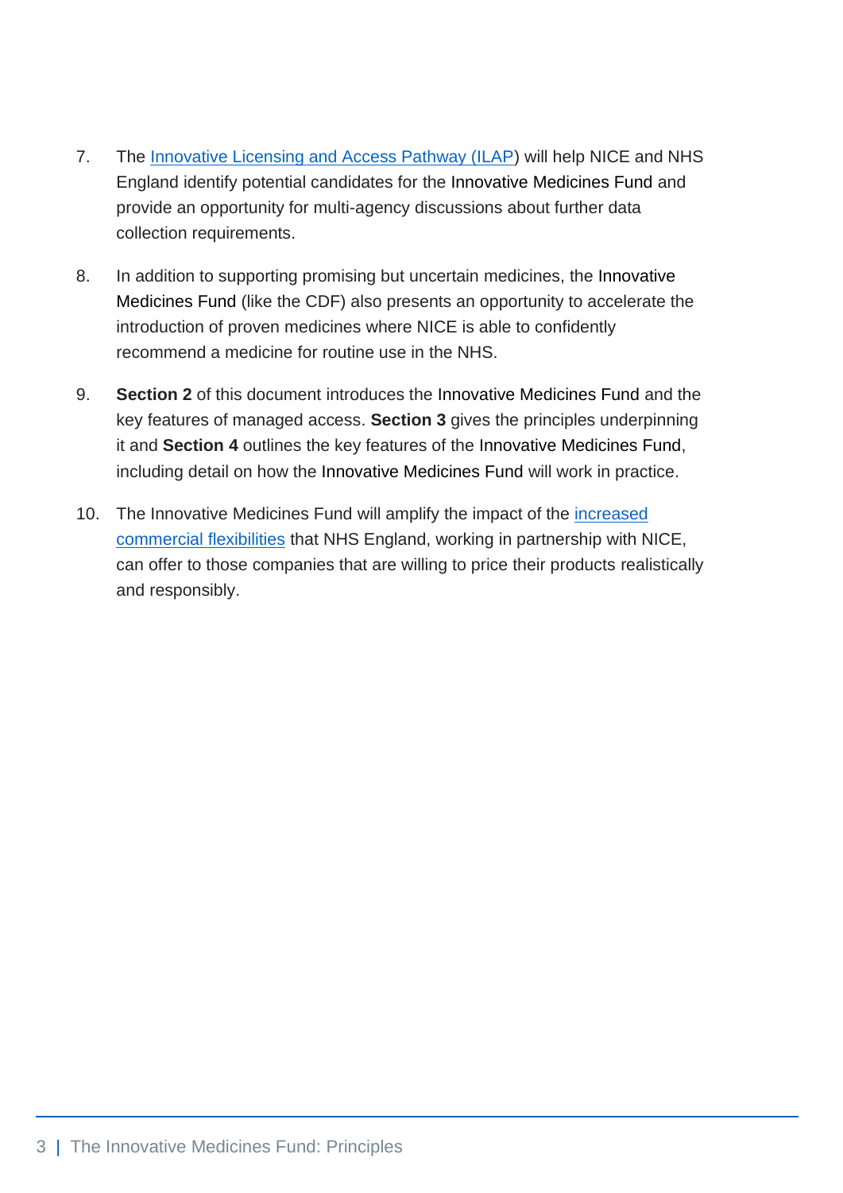7. The Innovative Licensing and Access Pathway (ILAP) will help NICE and NHS England identify potential candidates for the Innovative Medicines Fund and provide an opportunity for multi-agency discussions about further data collection requirements.

8. In addition to supporting promising but uncertain medicines, the Innovative Medicines Fund (like the CDF) also presents an opportunity to accelerate the introduction of proven medicines where NICE is able to confidently recommend a medicine for routine use in the NHS.

9. **Section 2** of this document introduces the Innovative Medicines Fund and the key features of managed access. **Section 3** gives the principles underpinning it and **Section 4** outlines the key features of the Innovative Medicines Fund, including detail on how the Innovative Medicines Fund will work in practice.

10. The Innovative Medicines Fund will amplify the impact of the increased commercial flexibilities that NHS England, working in partnership with NICE, can offer to those companies that are willing to price their products realistically and responsibly.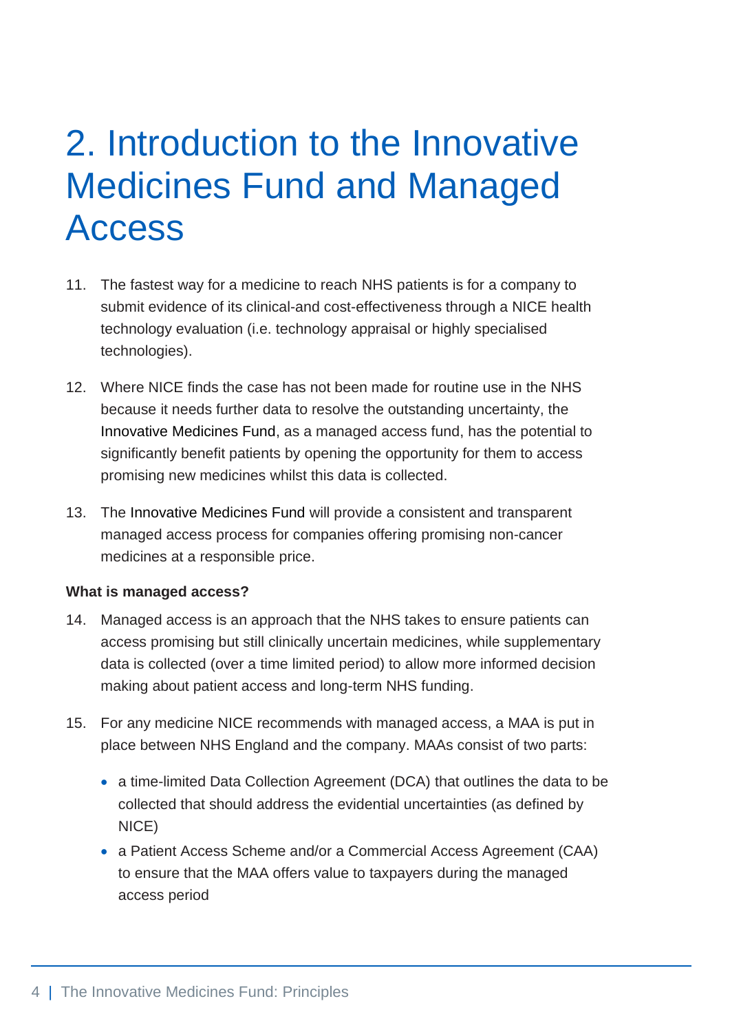# 2. Introduction to the Innovative Medicines Fund and Managed Access

11. The fastest way for a medicine to reach NHS patients is for a company to submit evidence of its clinical-and cost-effectiveness through a NICE health technology evaluation (i.e. technology appraisal or highly specialised technologies).

12. Where NICE finds the case has not been made for routine use in the NHS because it needs further data to resolve the outstanding uncertainty, the Innovative Medicines Fund, as a managed access fund, has the potential to significantly benefit patients by opening the opportunity for them to access promising new medicines whilst this data is collected.

13. The Innovative Medicines Fund will provide a consistent and transparent managed access process for companies offering promising non-cancer medicines at a responsible price.

**What is managed access?**

14. Managed access is an approach that the NHS takes to ensure patients can access promising but still clinically uncertain medicines, while supplementary data is collected (over a time limited period) to allow more informed decision making about patient access and long-term NHS funding.

15. For any medicine NICE recommends with managed access, a MAA is put in place between NHS England and the company. MAAs consist of two parts:

    - a time-limited Data Collection Agreement (DCA) that outlines the data to be collected that should address the evidential uncertainties (as defined by NICE)
    - a Patient Access Scheme and/or a Commercial Access Agreement (CAA) to ensure that the MAA offers value to taxpayers during the managed access period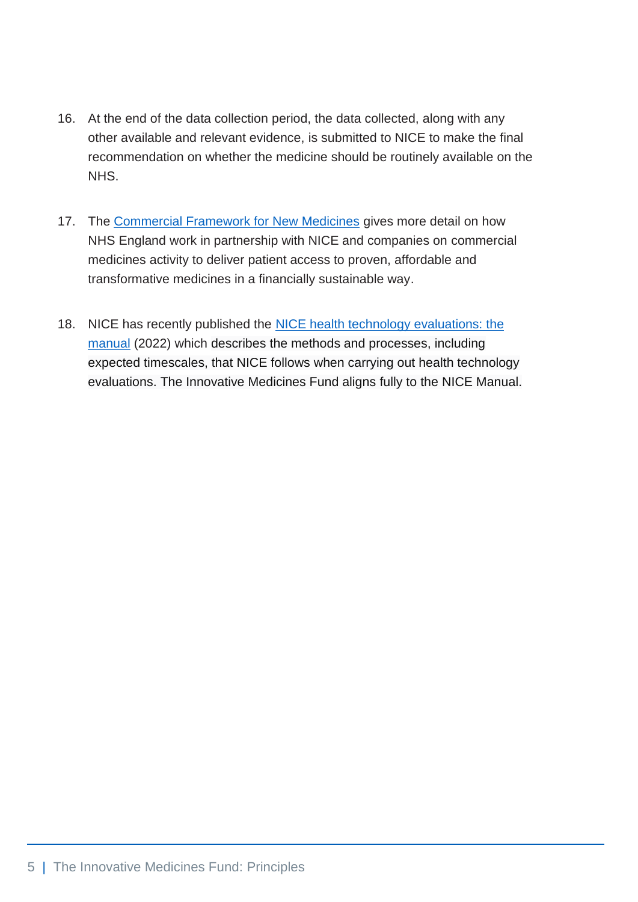16. At the end of the data collection period, the data collected, along with any other available and relevant evidence, is submitted to NICE to make the final recommendation on whether the medicine should be routinely available on the NHS.

17. The Commercial Framework for New Medicines gives more detail on how NHS England work in partnership with NICE and companies on commercial medicines activity to deliver patient access to proven, affordable and transformative medicines in a financially sustainable way.

18. NICE has recently published the NICE health technology evaluations: the manual (2022) which describes the methods and processes, including expected timescales, that NICE follows when carrying out health technology evaluations. The Innovative Medicines Fund aligns fully to the NICE Manual.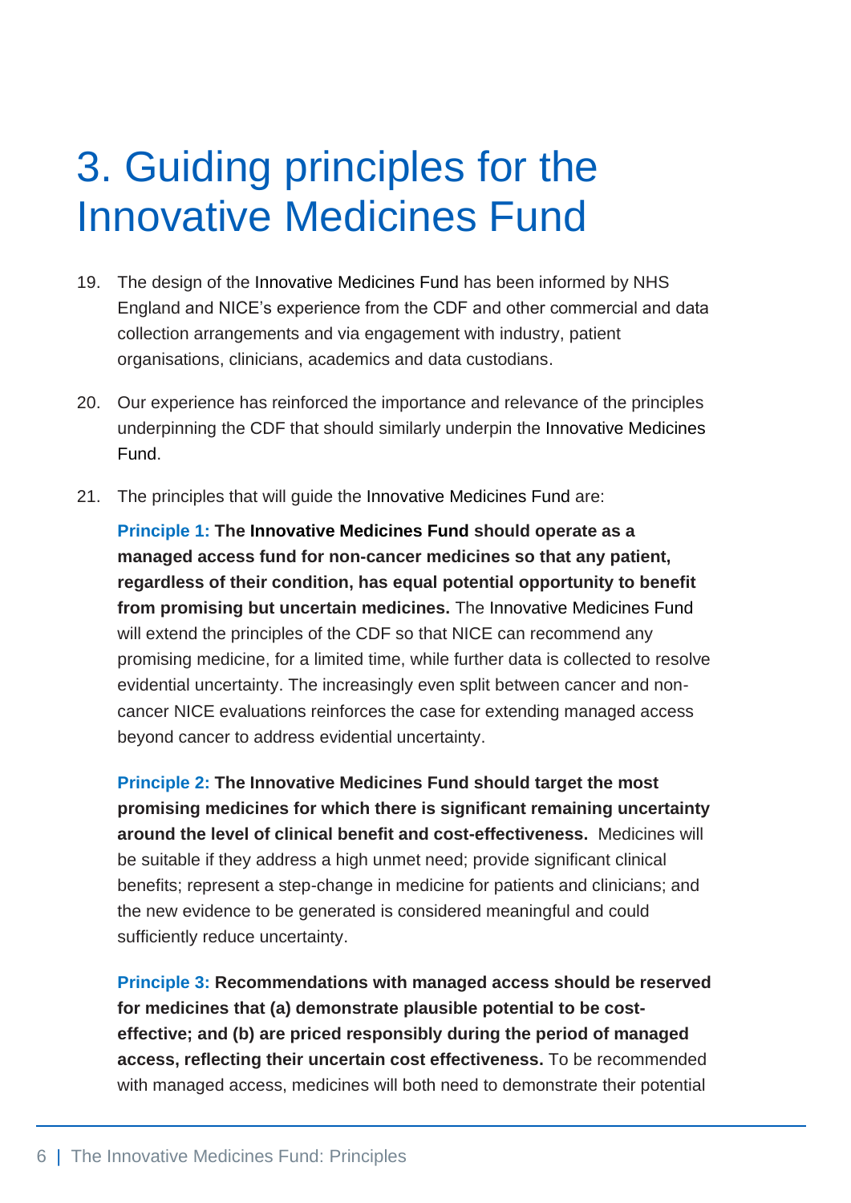# 3. Guiding principles for the Innovative Medicines Fund

19. The design of the Innovative Medicines Fund has been informed by NHS England and NICE's experience from the CDF and other commercial and data collection arrangements and via engagement with industry, patient organisations, clinicians, academics and data custodians.

20. Our experience has reinforced the importance and relevance of the principles underpinning the CDF that should similarly underpin the Innovative Medicines Fund.

21. The principles that will guide the Innovative Medicines Fund are:

    **Principle 1: The Innovative Medicines Fund should operate as a managed access fund for non-cancer medicines so that any patient, regardless of their condition, has equal potential opportunity to benefit from promising but uncertain medicines.** The Innovative Medicines Fund will extend the principles of the CDF so that NICE can recommend any promising medicine, for a limited time, while further data is collected to resolve evidential uncertainty. The increasingly even split between cancer and non-cancer NICE evaluations reinforces the case for extending managed access beyond cancer to address evidential uncertainty.

    **Principle 2: The Innovative Medicines Fund should target the most promising medicines for which there is significant remaining uncertainty around the level of clinical benefit and cost-effectiveness.** Medicines will be suitable if they address a high unmet need; provide significant clinical benefits; represent a step-change in medicine for patients and clinicians; and the new evidence to be generated is considered meaningful and could sufficiently reduce uncertainty.

    **Principle 3: Recommendations with managed access should be reserved for medicines that (a) demonstrate plausible potential to be cost-effective; and (b) are priced responsibly during the period of managed access, reflecting their uncertain cost effectiveness.** To be recommended with managed access, medicines will both need to demonstrate their potential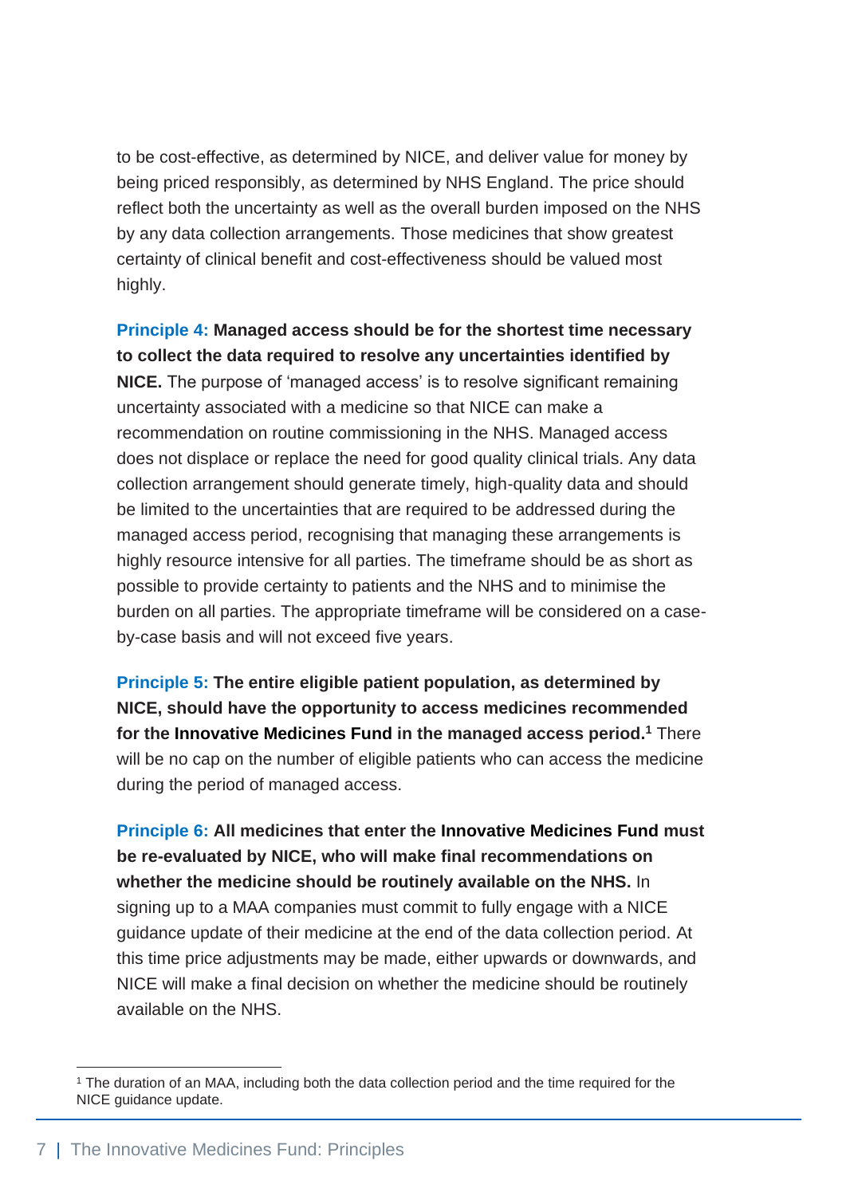to be cost-effective, as determined by NICE, and deliver value for money by being priced responsibly, as determined by NHS England. The price should reflect both the uncertainty as well as the overall burden imposed on the NHS by any data collection arrangements. Those medicines that show greatest certainty of clinical benefit and cost-effectiveness should be valued most highly.

**Principle 4: Managed access should be for the shortest time necessary to collect the data required to resolve any uncertainties identified by NICE.** The purpose of 'managed access' is to resolve significant remaining uncertainty associated with a medicine so that NICE can make a recommendation on routine commissioning in the NHS. Managed access does not displace or replace the need for good quality clinical trials. Any data collection arrangement should generate timely, high-quality data and should be limited to the uncertainties that are required to be addressed during the managed access period, recognising that managing these arrangements is highly resource intensive for all parties. The timeframe should be as short as possible to provide certainty to patients and the NHS and to minimise the burden on all parties. The appropriate timeframe will be considered on a case-by-case basis and will not exceed five years.

**Principle 5: The entire eligible patient population, as determined by NICE, should have the opportunity to access medicines recommended for the Innovative Medicines Fund in the managed access period.**[1] There will be no cap on the number of eligible patients who can access the medicine during the period of managed access.

**Principle 6: All medicines that enter the Innovative Medicines Fund must be re-evaluated by NICE, who will make final recommendations on whether the medicine should be routinely available on the NHS.** In signing up to a MAA companies must commit to fully engage with a NICE guidance update of their medicine at the end of the data collection period. At this time price adjustments may be made, either upwards or downwards, and NICE will make a final decision on whether the medicine should be routinely available on the NHS.

[1] The duration of an MAA, including both the data collection period and the time required for the NICE guidance update.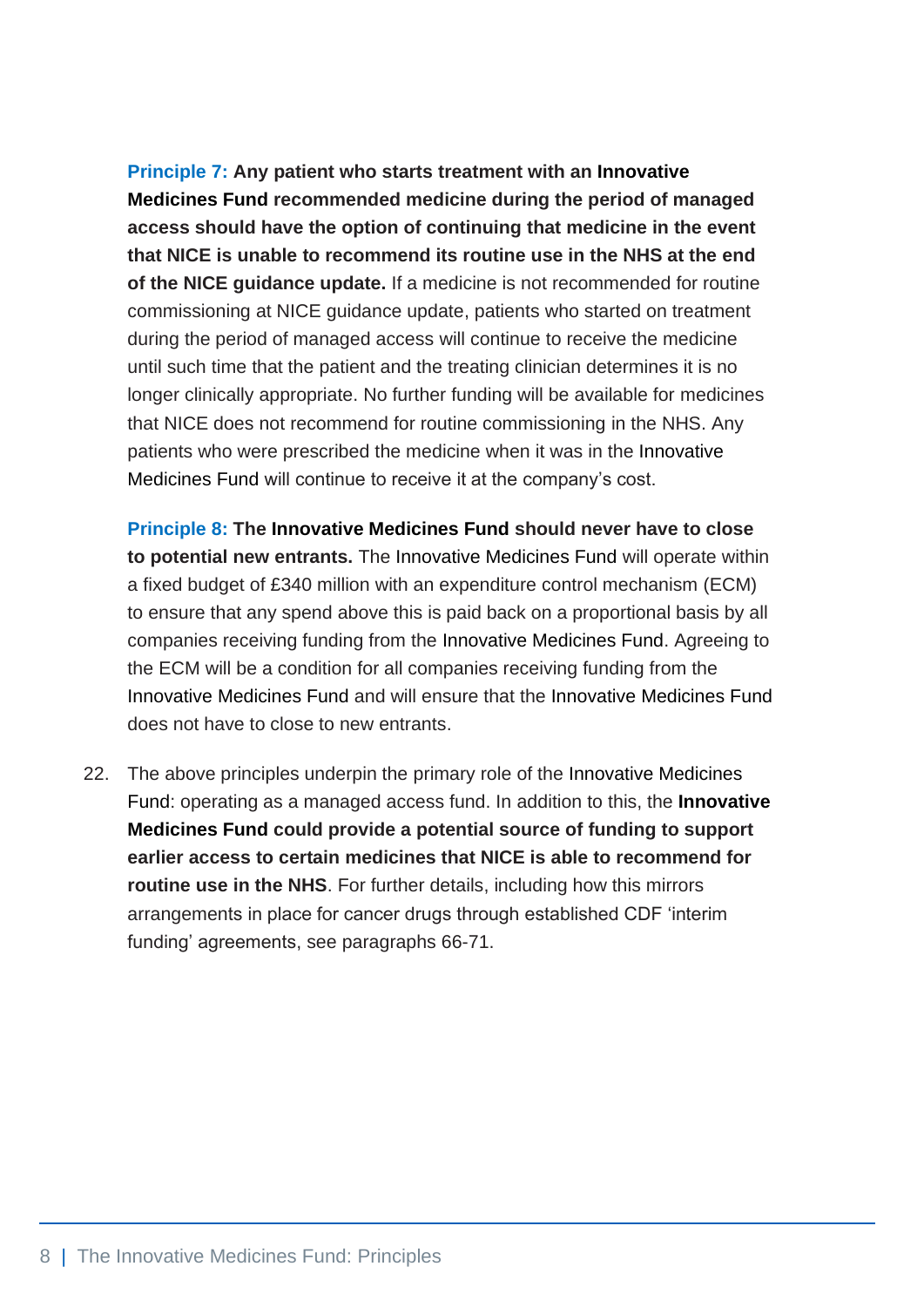**Principle 7: Any patient who starts treatment with an Innovative Medicines Fund recommended medicine during the period of managed access should have the option of continuing that medicine in the event that NICE is unable to recommend its routine use in the NHS at the end of the NICE guidance update.** If a medicine is not recommended for routine commissioning at NICE guidance update, patients who started on treatment during the period of managed access will continue to receive the medicine until such time that the patient and the treating clinician determines it is no longer clinically appropriate. No further funding will be available for medicines that NICE does not recommend for routine commissioning in the NHS. Any patients who were prescribed the medicine when it was in the Innovative Medicines Fund will continue to receive it at the company's cost.

**Principle 8: The Innovative Medicines Fund should never have to close to potential new entrants.** The Innovative Medicines Fund will operate within a fixed budget of £340 million with an expenditure control mechanism (ECM) to ensure that any spend above this is paid back on a proportional basis by all companies receiving funding from the Innovative Medicines Fund. Agreeing to the ECM will be a condition for all companies receiving funding from the Innovative Medicines Fund and will ensure that the Innovative Medicines Fund does not have to close to new entrants.

22. The above principles underpin the primary role of the Innovative Medicines Fund: operating as a managed access fund. In addition to this, the **Innovative Medicines Fund could provide a potential source of funding to support earlier access to certain medicines that NICE is able to recommend for routine use in the NHS**. For further details, including how this mirrors arrangements in place for cancer drugs through established CDF 'interim funding' agreements, see paragraphs 66-71.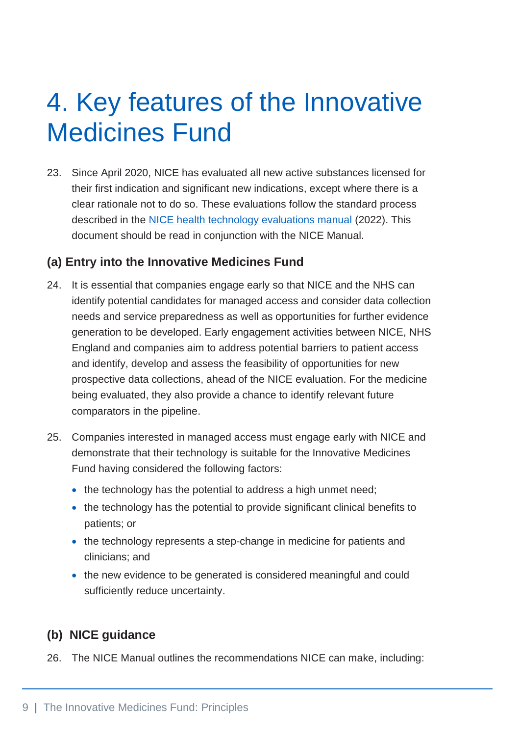# 4. Key features of the Innovative Medicines Fund

23. Since April 2020, NICE has evaluated all new active substances licensed for their first indication and significant new indications, except where there is a clear rationale not to do so. These evaluations follow the standard process described in the [NICE health technology evaluations manual](#) (2022). This document should be read in conjunction with the NICE Manual.

### (a) Entry into the Innovative Medicines Fund

24. It is essential that companies engage early so that NICE and the NHS can identify potential candidates for managed access and consider data collection needs and service preparedness as well as opportunities for further evidence generation to be developed. Early engagement activities between NICE, NHS England and companies aim to address potential barriers to patient access and identify, develop and assess the feasibility of opportunities for new prospective data collections, ahead of the NICE evaluation. For the medicine being evaluated, they also provide a chance to identify relevant future comparators in the pipeline.

25. Companies interested in managed access must engage early with NICE and demonstrate that their technology is suitable for the Innovative Medicines Fund having considered the following factors:
    - the technology has the potential to address a high unmet need;
    - the technology has the potential to provide significant clinical benefits to patients; or
    - the technology represents a step-change in medicine for patients and clinicians; and
    - the new evidence to be generated is considered meaningful and could sufficiently reduce uncertainty.

### (b) NICE guidance

26. The NICE Manual outlines the recommendations NICE can make, including: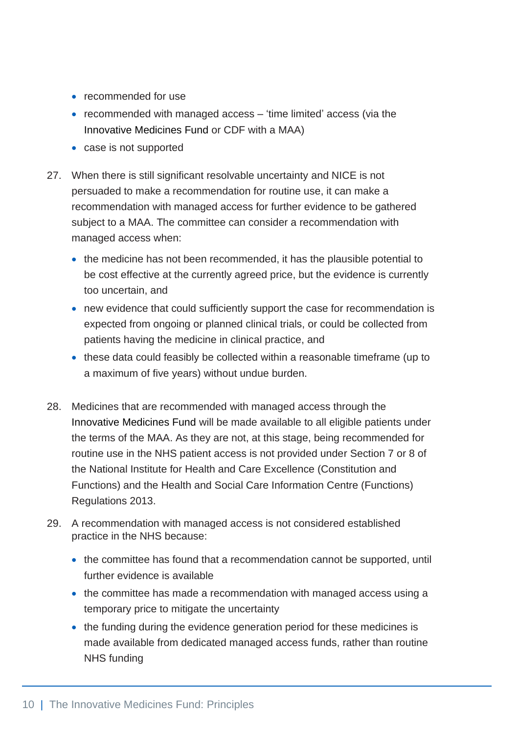- recommended for use
- recommended with managed access – 'time limited' access (via the Innovative Medicines Fund or CDF with a MAA)
- case is not supported

27. When there is still significant resolvable uncertainty and NICE is not persuaded to make a recommendation for routine use, it can make a recommendation with managed access for further evidence to be gathered subject to a MAA. The committee can consider a recommendation with managed access when:

    - the medicine has not been recommended, it has the plausible potential to be cost effective at the currently agreed price, but the evidence is currently too uncertain, and
    - new evidence that could sufficiently support the case for recommendation is expected from ongoing or planned clinical trials, or could be collected from patients having the medicine in clinical practice, and
    - these data could feasibly be collected within a reasonable timeframe (up to a maximum of five years) without undue burden.

28. Medicines that are recommended with managed access through the Innovative Medicines Fund will be made available to all eligible patients under the terms of the MAA. As they are not, at this stage, being recommended for routine use in the NHS patient access is not provided under Section 7 or 8 of the National Institute for Health and Care Excellence (Constitution and Functions) and the Health and Social Care Information Centre (Functions) Regulations 2013.

29. A recommendation with managed access is not considered established practice in the NHS because:

    - the committee has found that a recommendation cannot be supported, until further evidence is available
    - the committee has made a recommendation with managed access using a temporary price to mitigate the uncertainty
    - the funding during the evidence generation period for these medicines is made available from dedicated managed access funds, rather than routine NHS funding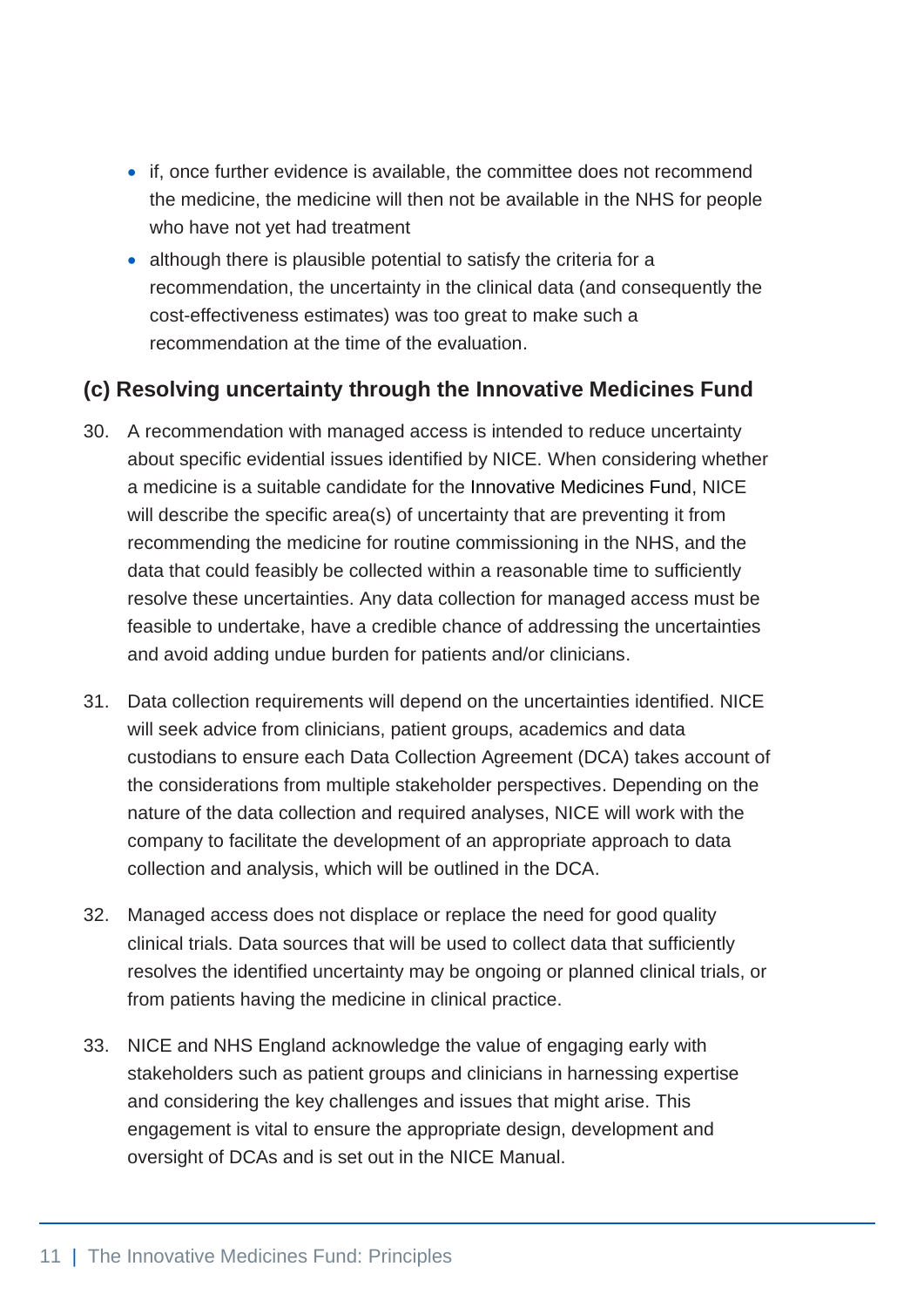- if, once further evidence is available, the committee does not recommend the medicine, the medicine will then not be available in the NHS for people who have not yet had treatment
- although there is plausible potential to satisfy the criteria for a recommendation, the uncertainty in the clinical data (and consequently the cost-effectiveness estimates) was too great to make such a recommendation at the time of the evaluation.

### (c) Resolving uncertainty through the Innovative Medicines Fund

30. A recommendation with managed access is intended to reduce uncertainty about specific evidential issues identified by NICE. When considering whether a medicine is a suitable candidate for the Innovative Medicines Fund, NICE will describe the specific area(s) of uncertainty that are preventing it from recommending the medicine for routine commissioning in the NHS, and the data that could feasibly be collected within a reasonable time to sufficiently resolve these uncertainties. Any data collection for managed access must be feasible to undertake, have a credible chance of addressing the uncertainties and avoid adding undue burden for patients and/or clinicians.

31. Data collection requirements will depend on the uncertainties identified. NICE will seek advice from clinicians, patient groups, academics and data custodians to ensure each Data Collection Agreement (DCA) takes account of the considerations from multiple stakeholder perspectives. Depending on the nature of the data collection and required analyses, NICE will work with the company to facilitate the development of an appropriate approach to data collection and analysis, which will be outlined in the DCA.

32. Managed access does not displace or replace the need for good quality clinical trials. Data sources that will be used to collect data that sufficiently resolves the identified uncertainty may be ongoing or planned clinical trials, or from patients having the medicine in clinical practice.

33. NICE and NHS England acknowledge the value of engaging early with stakeholders such as patient groups and clinicians in harnessing expertise and considering the key challenges and issues that might arise. This engagement is vital to ensure the appropriate design, development and oversight of DCAs and is set out in the NICE Manual.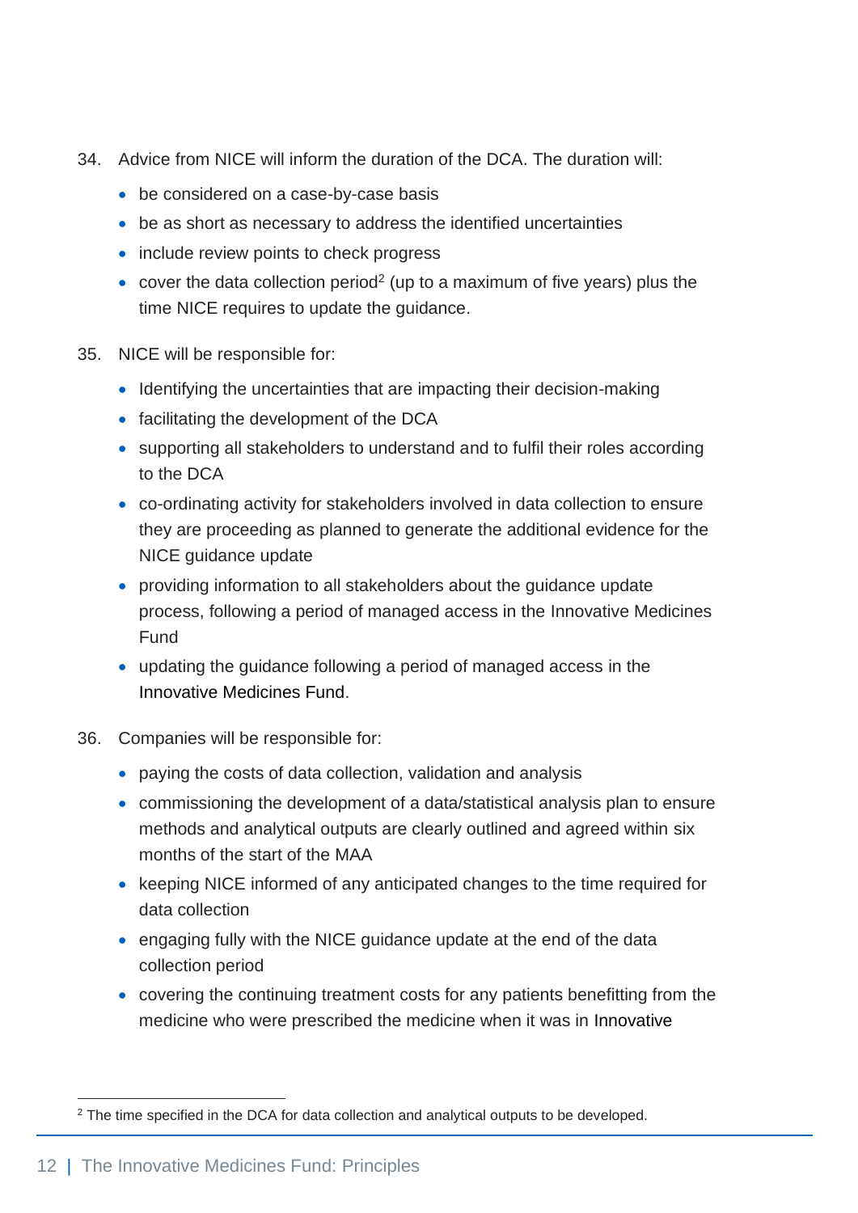34. Advice from NICE will inform the duration of the DCA. The duration will:
    - be considered on a case-by-case basis
    - be as short as necessary to address the identified uncertainties
    - include review points to check progress
    - cover the data collection period[2] (up to a maximum of five years) plus the time NICE requires to update the guidance.

35. NICE will be responsible for:
    - Identifying the uncertainties that are impacting their decision-making
    - facilitating the development of the DCA
    - supporting all stakeholders to understand and to fulfil their roles according to the DCA
    - co-ordinating activity for stakeholders involved in data collection to ensure they are proceeding as planned to generate the additional evidence for the NICE guidance update
    - providing information to all stakeholders about the guidance update process, following a period of managed access in the Innovative Medicines Fund
    - updating the guidance following a period of managed access in the Innovative Medicines Fund.

36. Companies will be responsible for:
    - paying the costs of data collection, validation and analysis
    - commissioning the development of a data/statistical analysis plan to ensure methods and analytical outputs are clearly outlined and agreed within six months of the start of the MAA
    - keeping NICE informed of any anticipated changes to the time required for data collection
    - engaging fully with the NICE guidance update at the end of the data collection period
    - covering the continuing treatment costs for any patients benefitting from the medicine who were prescribed the medicine when it was in Innovative

[2] The time specified in the DCA for data collection and analytical outputs to be developed.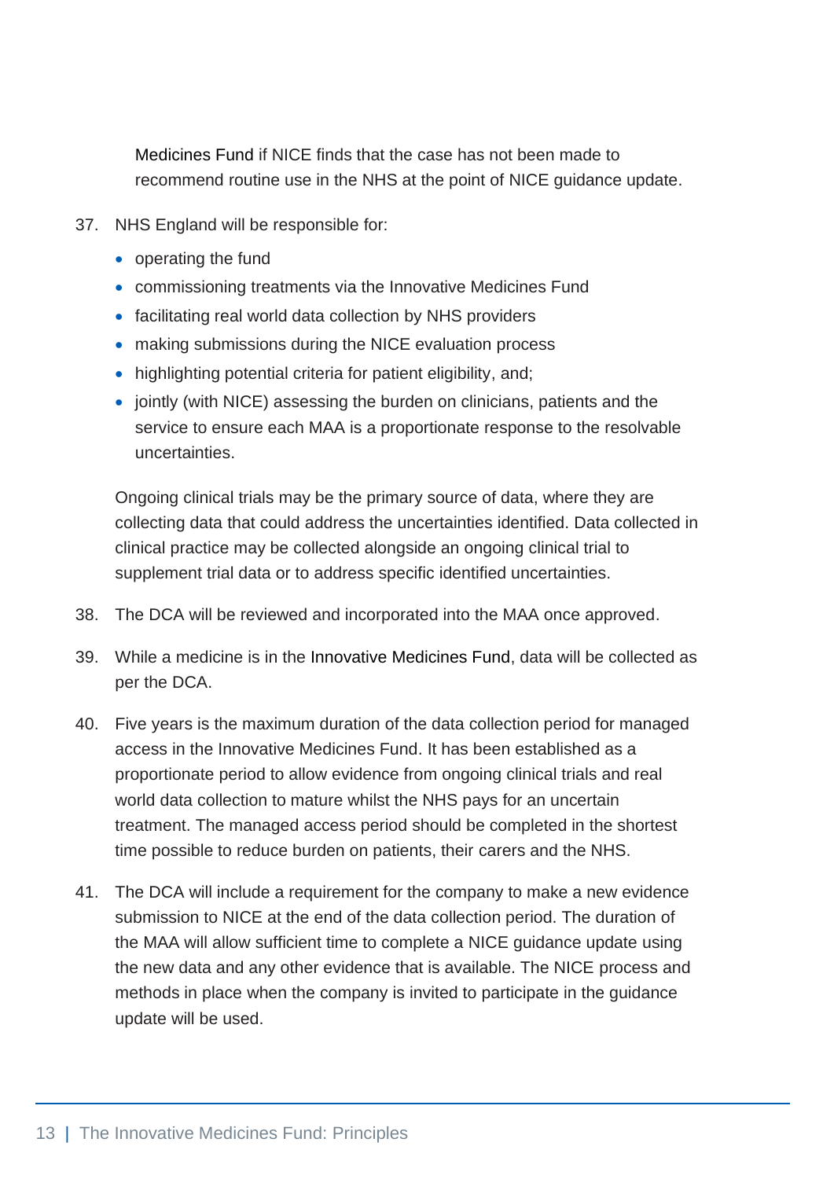Medicines Fund if NICE finds that the case has not been made to recommend routine use in the NHS at the point of NICE guidance update.

37. NHS England will be responsible for:

    - operating the fund
    - commissioning treatments via the Innovative Medicines Fund
    - facilitating real world data collection by NHS providers
    - making submissions during the NICE evaluation process
    - highlighting potential criteria for patient eligibility, and;
    - jointly (with NICE) assessing the burden on clinicians, patients and the service to ensure each MAA is a proportionate response to the resolvable uncertainties.

    Ongoing clinical trials may be the primary source of data, where they are collecting data that could address the uncertainties identified. Data collected in clinical practice may be collected alongside an ongoing clinical trial to supplement trial data or to address specific identified uncertainties.

38. The DCA will be reviewed and incorporated into the MAA once approved.

39. While a medicine is in the Innovative Medicines Fund, data will be collected as per the DCA.

40. Five years is the maximum duration of the data collection period for managed access in the Innovative Medicines Fund. It has been established as a proportionate period to allow evidence from ongoing clinical trials and real world data collection to mature whilst the NHS pays for an uncertain treatment. The managed access period should be completed in the shortest time possible to reduce burden on patients, their carers and the NHS.

41. The DCA will include a requirement for the company to make a new evidence submission to NICE at the end of the data collection period. The duration of the MAA will allow sufficient time to complete a NICE guidance update using the new data and any other evidence that is available. The NICE process and methods in place when the company is invited to participate in the guidance update will be used.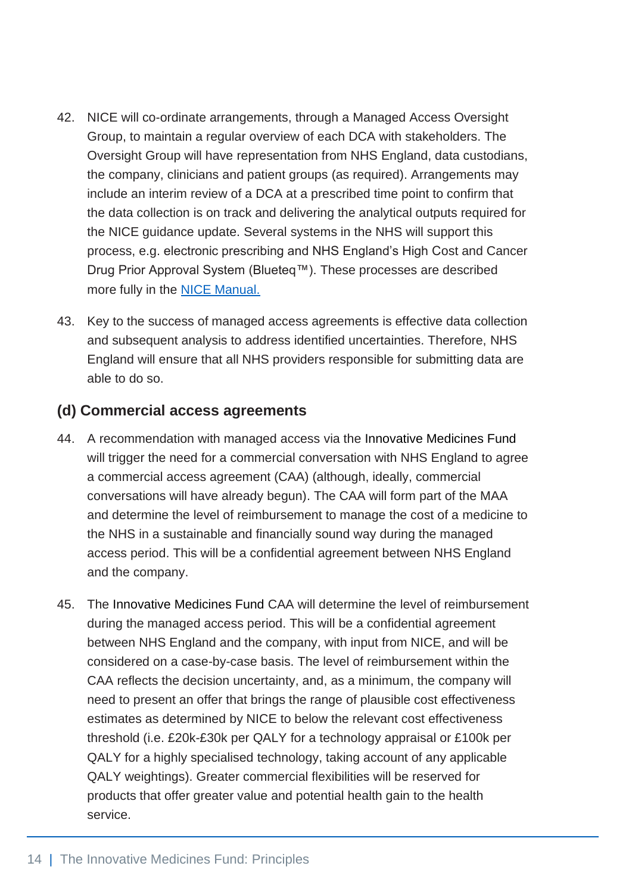42. NICE will co-ordinate arrangements, through a Managed Access Oversight Group, to maintain a regular overview of each DCA with stakeholders. The Oversight Group will have representation from NHS England, data custodians, the company, clinicians and patient groups (as required). Arrangements may include an interim review of a DCA at a prescribed time point to confirm that the data collection is on track and delivering the analytical outputs required for the NICE guidance update. Several systems in the NHS will support this process, e.g. electronic prescribing and NHS England's High Cost and Cancer Drug Prior Approval System (Blueteq™). These processes are described more fully in the [NICE Manual.](#)

43. Key to the success of managed access agreements is effective data collection and subsequent analysis to address identified uncertainties. Therefore, NHS England will ensure that all NHS providers responsible for submitting data are able to do so.

### (d) Commercial access agreements

44. A recommendation with managed access via the Innovative Medicines Fund will trigger the need for a commercial conversation with NHS England to agree a commercial access agreement (CAA) (although, ideally, commercial conversations will have already begun). The CAA will form part of the MAA and determine the level of reimbursement to manage the cost of a medicine to the NHS in a sustainable and financially sound way during the managed access period. This will be a confidential agreement between NHS England and the company.

45. The Innovative Medicines Fund CAA will determine the level of reimbursement during the managed access period. This will be a confidential agreement between NHS England and the company, with input from NICE, and will be considered on a case-by-case basis. The level of reimbursement within the CAA reflects the decision uncertainty, and, as a minimum, the company will need to present an offer that brings the range of plausible cost effectiveness estimates as determined by NICE to below the relevant cost effectiveness threshold (i.e. £20k-£30k per QALY for a technology appraisal or £100k per QALY for a highly specialised technology, taking account of any applicable QALY weightings). Greater commercial flexibilities will be reserved for products that offer greater value and potential health gain to the health service.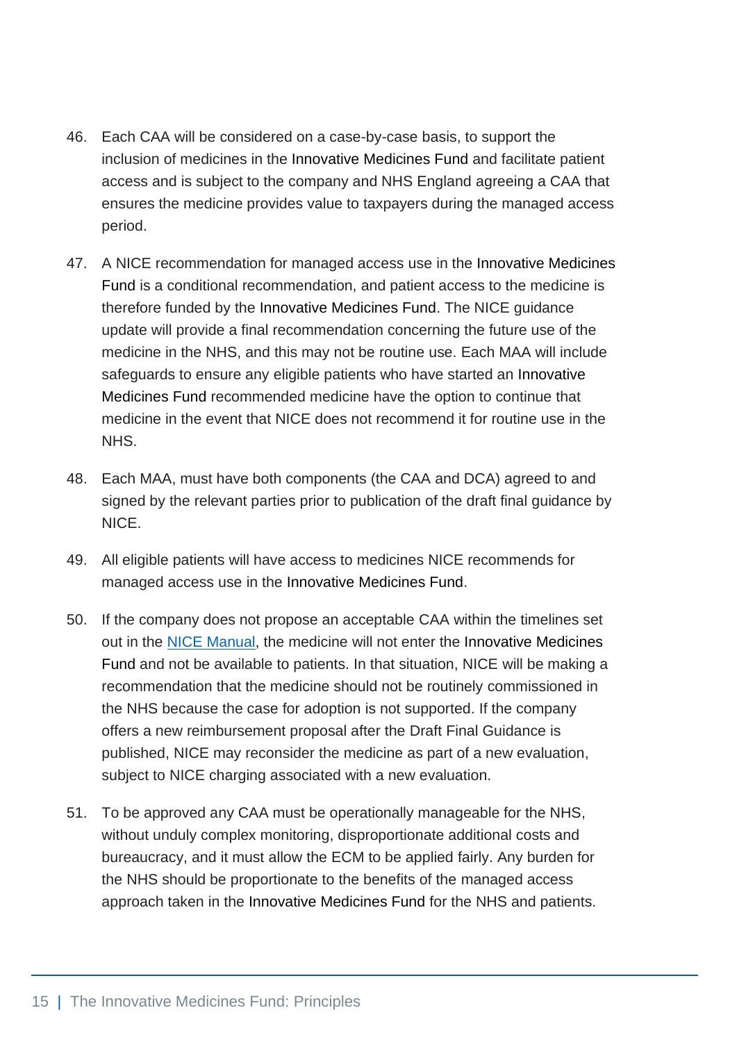46. Each CAA will be considered on a case-by-case basis, to support the inclusion of medicines in the Innovative Medicines Fund and facilitate patient access and is subject to the company and NHS England agreeing a CAA that ensures the medicine provides value to taxpayers during the managed access period.

47. A NICE recommendation for managed access use in the Innovative Medicines Fund is a conditional recommendation, and patient access to the medicine is therefore funded by the Innovative Medicines Fund. The NICE guidance update will provide a final recommendation concerning the future use of the medicine in the NHS, and this may not be routine use. Each MAA will include safeguards to ensure any eligible patients who have started an Innovative Medicines Fund recommended medicine have the option to continue that medicine in the event that NICE does not recommend it for routine use in the NHS.

48. Each MAA, must have both components (the CAA and DCA) agreed to and signed by the relevant parties prior to publication of the draft final guidance by NICE.

49. All eligible patients will have access to medicines NICE recommends for managed access use in the Innovative Medicines Fund.

50. If the company does not propose an acceptable CAA within the timelines set out in the [NICE Manual](), the medicine will not enter the Innovative Medicines Fund and not be available to patients. In that situation, NICE will be making a recommendation that the medicine should not be routinely commissioned in the NHS because the case for adoption is not supported. If the company offers a new reimbursement proposal after the Draft Final Guidance is published, NICE may reconsider the medicine as part of a new evaluation, subject to NICE charging associated with a new evaluation.

51. To be approved any CAA must be operationally manageable for the NHS, without unduly complex monitoring, disproportionate additional costs and bureaucracy, and it must allow the ECM to be applied fairly. Any burden for the NHS should be proportionate to the benefits of the managed access approach taken in the Innovative Medicines Fund for the NHS and patients.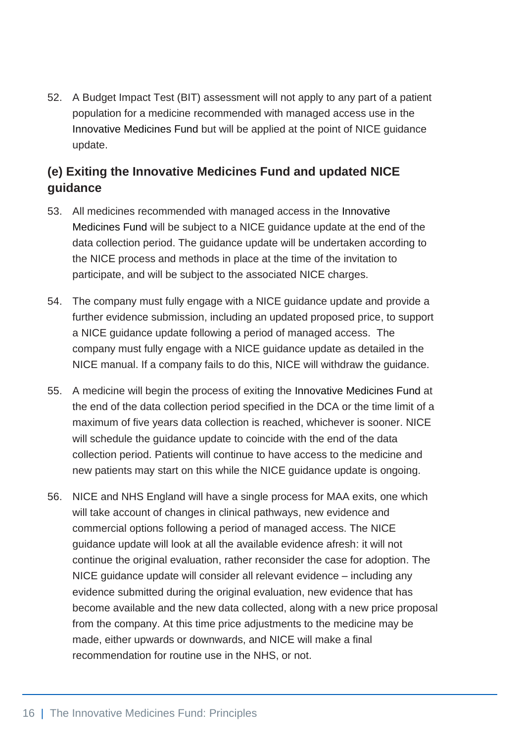52. A Budget Impact Test (BIT) assessment will not apply to any part of a patient population for a medicine recommended with managed access use in the Innovative Medicines Fund but will be applied at the point of NICE guidance update.

### (e) Exiting the Innovative Medicines Fund and updated NICE guidance

53. All medicines recommended with managed access in the Innovative Medicines Fund will be subject to a NICE guidance update at the end of the data collection period. The guidance update will be undertaken according to the NICE process and methods in place at the time of the invitation to participate, and will be subject to the associated NICE charges.

54. The company must fully engage with a NICE guidance update and provide a further evidence submission, including an updated proposed price, to support a NICE guidance update following a period of managed access. The company must fully engage with a NICE guidance update as detailed in the NICE manual. If a company fails to do this, NICE will withdraw the guidance.

55. A medicine will begin the process of exiting the Innovative Medicines Fund at the end of the data collection period specified in the DCA or the time limit of a maximum of five years data collection is reached, whichever is sooner. NICE will schedule the guidance update to coincide with the end of the data collection period. Patients will continue to have access to the medicine and new patients may start on this while the NICE guidance update is ongoing.

56. NICE and NHS England will have a single process for MAA exits, one which will take account of changes in clinical pathways, new evidence and commercial options following a period of managed access. The NICE guidance update will look at all the available evidence afresh: it will not continue the original evaluation, rather reconsider the case for adoption. The NICE guidance update will consider all relevant evidence – including any evidence submitted during the original evaluation, new evidence that has become available and the new data collected, along with a new price proposal from the company. At this time price adjustments to the medicine may be made, either upwards or downwards, and NICE will make a final recommendation for routine use in the NHS, or not.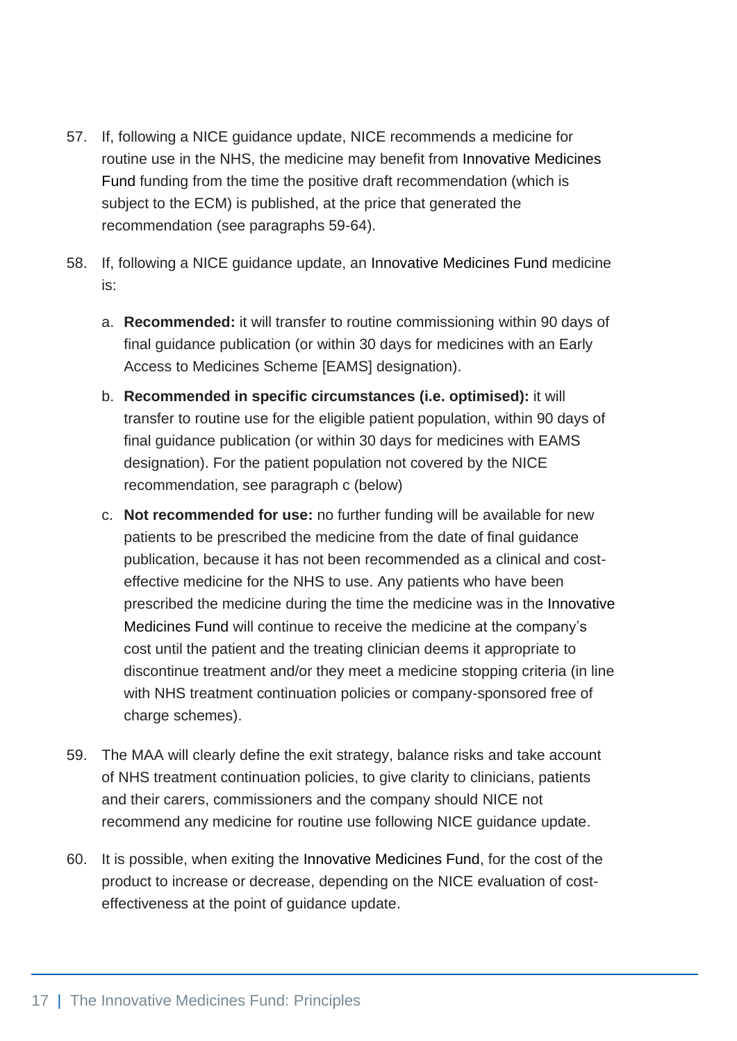57. If, following a NICE guidance update, NICE recommends a medicine for routine use in the NHS, the medicine may benefit from Innovative Medicines Fund funding from the time the positive draft recommendation (which is subject to the ECM) is published, at the price that generated the recommendation (see paragraphs 59-64).

58. If, following a NICE guidance update, an Innovative Medicines Fund medicine is:

    a. **Recommended:** it will transfer to routine commissioning within 90 days of final guidance publication (or within 30 days for medicines with an Early Access to Medicines Scheme [EAMS] designation).

    b. **Recommended in specific circumstances (i.e. optimised):** it will transfer to routine use for the eligible patient population, within 90 days of final guidance publication (or within 30 days for medicines with EAMS designation). For the patient population not covered by the NICE recommendation, see paragraph c (below)

    c. **Not recommended for use:** no further funding will be available for new patients to be prescribed the medicine from the date of final guidance publication, because it has not been recommended as a clinical and cost-effective medicine for the NHS to use. Any patients who have been prescribed the medicine during the time the medicine was in the Innovative Medicines Fund will continue to receive the medicine at the company's cost until the patient and the treating clinician deems it appropriate to discontinue treatment and/or they meet a medicine stopping criteria (in line with NHS treatment continuation policies or company-sponsored free of charge schemes).

59. The MAA will clearly define the exit strategy, balance risks and take account of NHS treatment continuation policies, to give clarity to clinicians, patients and their carers, commissioners and the company should NICE not recommend any medicine for routine use following NICE guidance update.

60. It is possible, when exiting the Innovative Medicines Fund, for the cost of the product to increase or decrease, depending on the NICE evaluation of cost-effectiveness at the point of guidance update.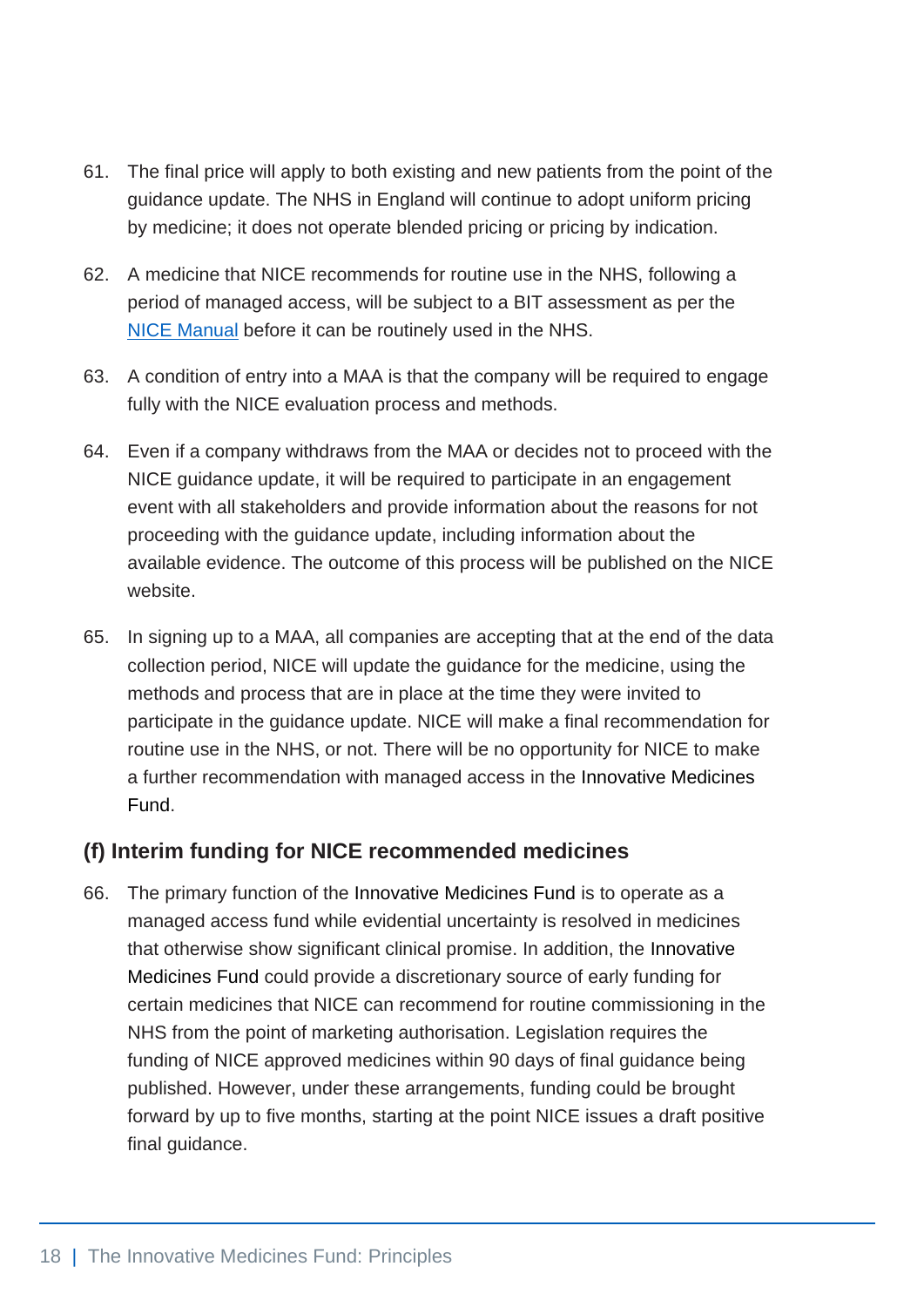61. The final price will apply to both existing and new patients from the point of the guidance update. The NHS in England will continue to adopt uniform pricing by medicine; it does not operate blended pricing or pricing by indication.

62. A medicine that NICE recommends for routine use in the NHS, following a period of managed access, will be subject to a BIT assessment as per the [NICE Manual] before it can be routinely used in the NHS.

63. A condition of entry into a MAA is that the company will be required to engage fully with the NICE evaluation process and methods.

64. Even if a company withdraws from the MAA or decides not to proceed with the NICE guidance update, it will be required to participate in an engagement event with all stakeholders and provide information about the reasons for not proceeding with the guidance update, including information about the available evidence. The outcome of this process will be published on the NICE website.

65. In signing up to a MAA, all companies are accepting that at the end of the data collection period, NICE will update the guidance for the medicine, using the methods and process that are in place at the time they were invited to participate in the guidance update. NICE will make a final recommendation for routine use in the NHS, or not. There will be no opportunity for NICE to make a further recommendation with managed access in the Innovative Medicines Fund.

### (f) Interim funding for NICE recommended medicines

66. The primary function of the Innovative Medicines Fund is to operate as a managed access fund while evidential uncertainty is resolved in medicines that otherwise show significant clinical promise. In addition, the Innovative Medicines Fund could provide a discretionary source of early funding for certain medicines that NICE can recommend for routine commissioning in the NHS from the point of marketing authorisation. Legislation requires the funding of NICE approved medicines within 90 days of final guidance being published. However, under these arrangements, funding could be brought forward by up to five months, starting at the point NICE issues a draft positive final guidance.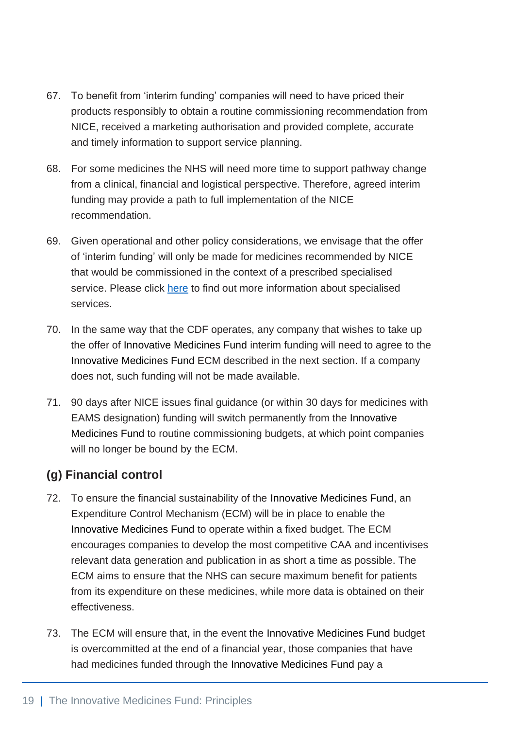67. To benefit from 'interim funding' companies will need to have priced their products responsibly to obtain a routine commissioning recommendation from NICE, received a marketing authorisation and provided complete, accurate and timely information to support service planning.

68. For some medicines the NHS will need more time to support pathway change from a clinical, financial and logistical perspective. Therefore, agreed interim funding may provide a path to full implementation of the NICE recommendation.

69. Given operational and other policy considerations, we envisage that the offer of 'interim funding' will only be made for medicines recommended by NICE that would be commissioned in the context of a prescribed specialised service. Please click here to find out more information about specialised services.

70. In the same way that the CDF operates, any company that wishes to take up the offer of Innovative Medicines Fund interim funding will need to agree to the Innovative Medicines Fund ECM described in the next section. If a company does not, such funding will not be made available.

71. 90 days after NICE issues final guidance (or within 30 days for medicines with EAMS designation) funding will switch permanently from the Innovative Medicines Fund to routine commissioning budgets, at which point companies will no longer be bound by the ECM.

### (g) Financial control

72. To ensure the financial sustainability of the Innovative Medicines Fund, an Expenditure Control Mechanism (ECM) will be in place to enable the Innovative Medicines Fund to operate within a fixed budget. The ECM encourages companies to develop the most competitive CAA and incentivises relevant data generation and publication in as short a time as possible. The ECM aims to ensure that the NHS can secure maximum benefit for patients from its expenditure on these medicines, while more data is obtained on their effectiveness.

73. The ECM will ensure that, in the event the Innovative Medicines Fund budget is overcommitted at the end of a financial year, those companies that have had medicines funded through the Innovative Medicines Fund pay a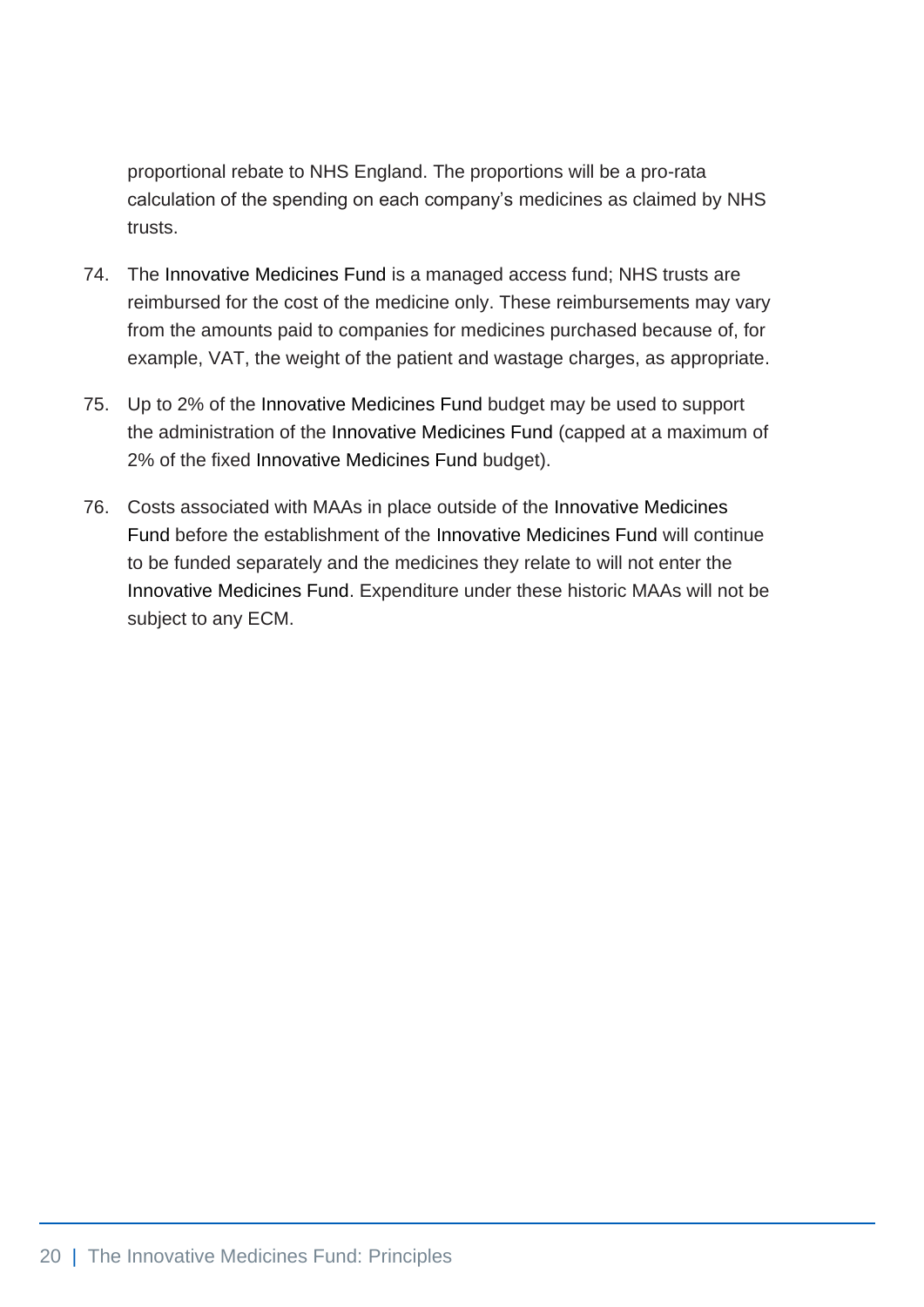proportional rebate to NHS England. The proportions will be a pro-rata calculation of the spending on each company's medicines as claimed by NHS trusts.

74. The Innovative Medicines Fund is a managed access fund; NHS trusts are reimbursed for the cost of the medicine only. These reimbursements may vary from the amounts paid to companies for medicines purchased because of, for example, VAT, the weight of the patient and wastage charges, as appropriate.

75. Up to 2% of the Innovative Medicines Fund budget may be used to support the administration of the Innovative Medicines Fund (capped at a maximum of 2% of the fixed Innovative Medicines Fund budget).

76. Costs associated with MAAs in place outside of the Innovative Medicines Fund before the establishment of the Innovative Medicines Fund will continue to be funded separately and the medicines they relate to will not enter the Innovative Medicines Fund. Expenditure under these historic MAAs will not be subject to any ECM.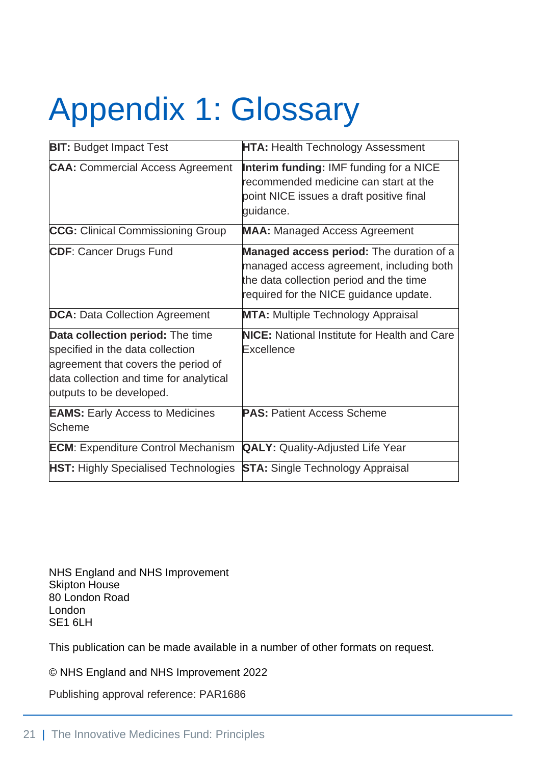# Appendix 1: Glossary

| | |
|---|---|
| **BIT:** Budget Impact Test | **HTA:** Health Technology Assessment |
| **CAA:** Commercial Access Agreement | **Interim funding:** IMF funding for a NICE recommended medicine can start at the point NICE issues a draft positive final guidance. |
| **CCG:** Clinical Commissioning Group | **MAA:** Managed Access Agreement |
| **CDF**: Cancer Drugs Fund | **Managed access period:** The duration of a managed access agreement, including both the data collection period and the time required for the NICE guidance update. |
| **DCA:** Data Collection Agreement | **MTA:** Multiple Technology Appraisal |
| **Data collection period:** The time specified in the data collection agreement that covers the period of data collection and time for analytical outputs to be developed. | **NICE:** National Institute for Health and Care Excellence |
| **EAMS:** Early Access to Medicines Scheme | **PAS:** Patient Access Scheme |
| **ECM**: Expenditure Control Mechanism | **QALY:** Quality-Adjusted Life Year |
| **HST:** Highly Specialised Technologies | **STA:** Single Technology Appraisal |

NHS England and NHS Improvement
Skipton House
80 London Road
London
SE1 6LH

This publication can be made available in a number of other formats on request.

© NHS England and NHS Improvement 2022

Publishing approval reference: PAR1686